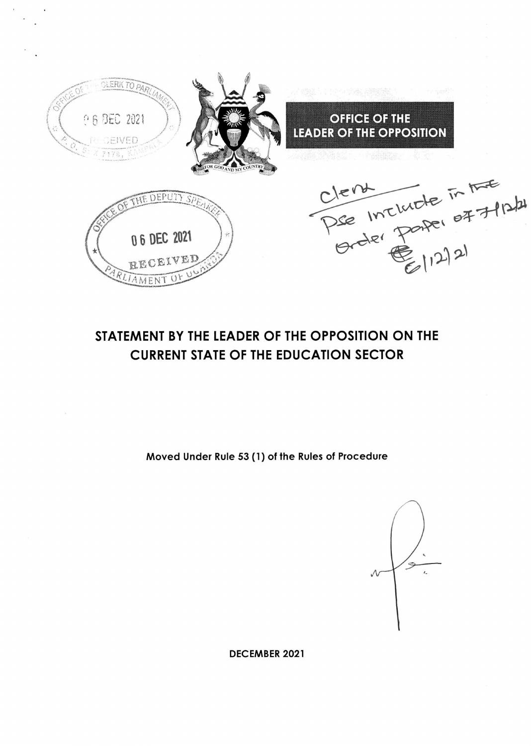OFFICE OF THE CLERK TO PARLIAMENT
06 DEC 2021
RECEIVED
P. O. BOX 7178, KAMPALA

FOR GOD AND MY COUNTRY

**OFFICE OF THE LEADER OF THE OPPOSITION**

OFFICE OF THE DEPUTY SPEAKER
06 DEC 2021
RECEIVED
PARLIAMENT OF UGANDA

Clerk
Pse include in the Order Paper of 7/12/21
6/12/21

# STATEMENT BY THE LEADER OF THE OPPOSITION ON THE CURRENT STATE OF THE EDUCATION SECTOR

**Moved Under Rule 53 (1) of the Rules of Procedure**

**DECEMBER 2021**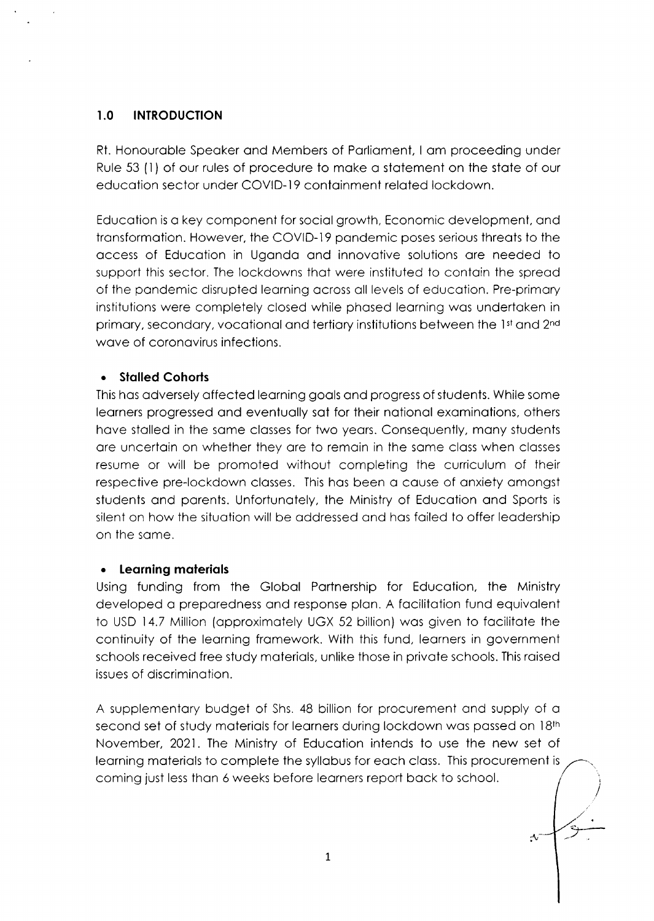## 1.0 INTRODUCTION

Rt. Honourable Speaker and Members of Parliament, I am proceeding under Rule 53 (1) of our rules of procedure to make a statement on the state of our education sector under COVID-19 containment related lockdown.

Education is a key component for social growth, Economic development, and transformation. However, the COVID-19 pandemic poses serious threats to the access of Education in Uganda and innovative solutions are needed to support this sector. The lockdowns that were instituted to contain the spread of the pandemic disrupted learning across all levels of education. Pre-primary institutions were completely closed while phased learning was undertaken in primary, secondary, vocational and tertiary institutions between the 1st and 2nd wave of coronavirus infections.

- **Stalled Cohorts**

This has adversely affected learning goals and progress of students. While some learners progressed and eventually sat for their national examinations, others have stalled in the same classes for two years. Consequently, many students are uncertain on whether they are to remain in the same class when classes resume or will be promoted without completing the curriculum of their respective pre-lockdown classes. This has been a cause of anxiety amongst students and parents. Unfortunately, the Ministry of Education and Sports is silent on how the situation will be addressed and has failed to offer leadership on the same.

- **Learning materials**

Using funding from the Global Partnership for Education, the Ministry developed a preparedness and response plan. A facilitation fund equivalent to USD 14.7 Million (approximately UGX 52 billion) was given to facilitate the continuity of the learning framework. With this fund, learners in government schools received free study materials, unlike those in private schools. This raised issues of discrimination.

A supplementary budget of Shs. 48 billion for procurement and supply of a second set of study materials for learners during lockdown was passed on 18th November, 2021. The Ministry of Education intends to use the new set of learning materials to complete the syllabus for each class. This procurement is coming just less than 6 weeks before learners report back to school.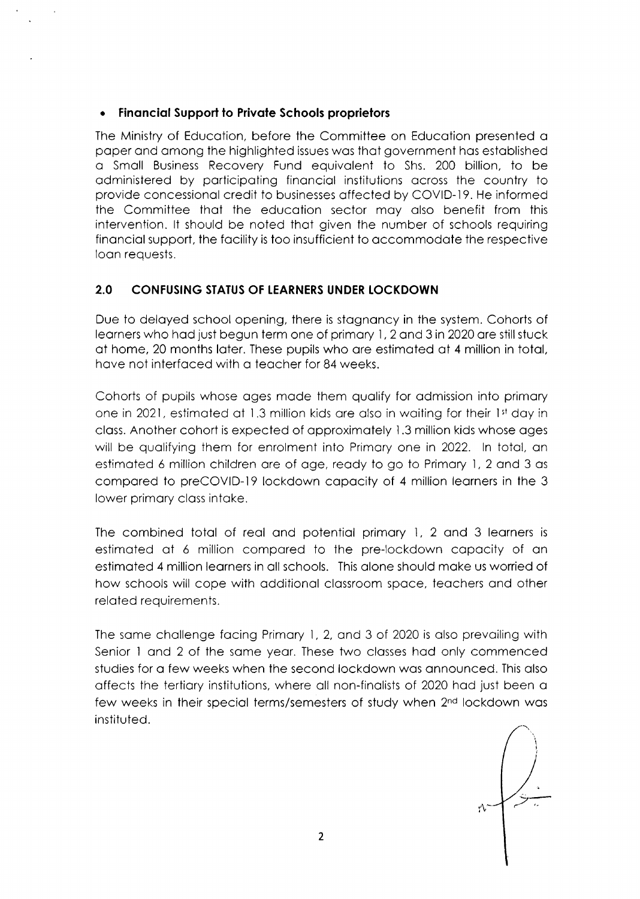- **Financial Support to Private Schools proprietors**

The Ministry of Education, before the Committee on Education presented a paper and among the highlighted issues was that government has established a Small Business Recovery Fund equivalent to Shs. 200 billion, to be administered by participating financial institutions across the country to provide concessional credit to businesses affected by COVID-19. He informed the Committee that the education sector may also benefit from this intervention. It should be noted that given the number of schools requiring financial support, the facility is too insufficient to accommodate the respective loan requests.

## 2.0 CONFUSING STATUS OF LEARNERS UNDER LOCKDOWN

Due to delayed school opening, there is stagnancy in the system. Cohorts of learners who had just begun term one of primary 1, 2 and 3 in 2020 are still stuck at home, 20 months later. These pupils who are estimated at 4 million in total, have not interfaced with a teacher for 84 weeks.

Cohorts of pupils whose ages made them qualify for admission into primary one in 2021, estimated at 1.3 million kids are also in waiting for their 1st day in class. Another cohort is expected of approximately 1.3 million kids whose ages will be qualifying them for enrolment into Primary one in 2022. In total, an estimated 6 million children are of age, ready to go to Primary 1, 2 and 3 as compared to preCOVID-19 lockdown capacity of 4 million learners in the 3 lower primary class intake.

The combined total of real and potential primary 1, 2 and 3 learners is estimated at 6 million compared to the pre-lockdown capacity of an estimated 4 million learners in all schools. This alone should make us worried of how schools will cope with additional classroom space, teachers and other related requirements.

The same challenge facing Primary 1, 2, and 3 of 2020 is also prevailing with Senior 1 and 2 of the same year. These two classes had only commenced studies for a few weeks when the second lockdown was announced. This also affects the tertiary institutions, where all non-finalists of 2020 had just been a few weeks in their special terms/semesters of study when 2nd lockdown was instituted.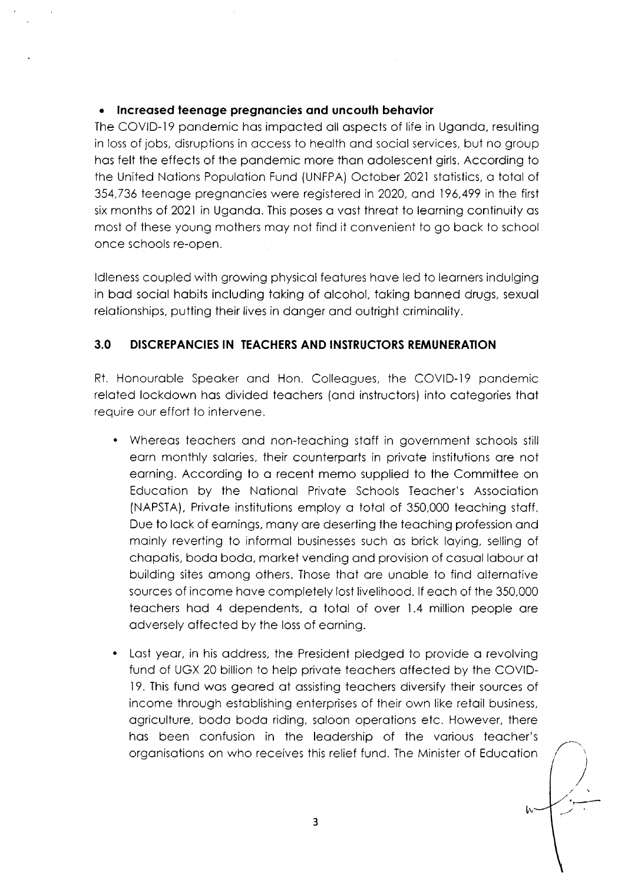- **Increased teenage pregnancies and uncouth behavior**

The COVID-19 pandemic has impacted all aspects of life in Uganda, resulting in loss of jobs, disruptions in access to health and social services, but no group has felt the effects of the pandemic more than adolescent girls. According to the United Nations Population Fund (UNFPA) October 2021 statistics, a total of 354,736 teenage pregnancies were registered in 2020, and 196,499 in the first six months of 2021 in Uganda. This poses a vast threat to learning continuity as most of these young mothers may not find it convenient to go back to school once schools re-open.

Idleness coupled with growing physical features have led to learners indulging in bad social habits including taking of alcohol, taking banned drugs, sexual relationships, putting their lives in danger and outright criminality.

## 3.0 DISCREPANCIES IN TEACHERS AND INSTRUCTORS REMUNERATION

Rt. Honourable Speaker and Hon. Colleagues, the COVID-19 pandemic related lockdown has divided teachers (and instructors) into categories that require our effort to intervene.

- Whereas teachers and non-teaching staff in government schools still earn monthly salaries, their counterparts in private institutions are not earning. According to a recent memo supplied to the Committee on Education by the National Private Schools Teacher's Association (NAPSTA), Private institutions employ a total of 350,000 teaching staff. Due to lack of earnings, many are deserting the teaching profession and mainly reverting to informal businesses such as brick laying, selling of chapatis, boda boda, market vending and provision of casual labour at building sites among others. Those that are unable to find alternative sources of income have completely lost livelihood. If each of the 350,000 teachers had 4 dependents, a total of over 1.4 million people are adversely affected by the loss of earning.
- Last year, in his address, the President pledged to provide a revolving fund of UGX 20 billion to help private teachers affected by the COVID-19. This fund was geared at assisting teachers diversify their sources of income through establishing enterprises of their own like retail business, agriculture, boda boda riding, saloon operations etc. However, there has been confusion in the leadership of the various teacher's organisations on who receives this relief fund. The Minister of Education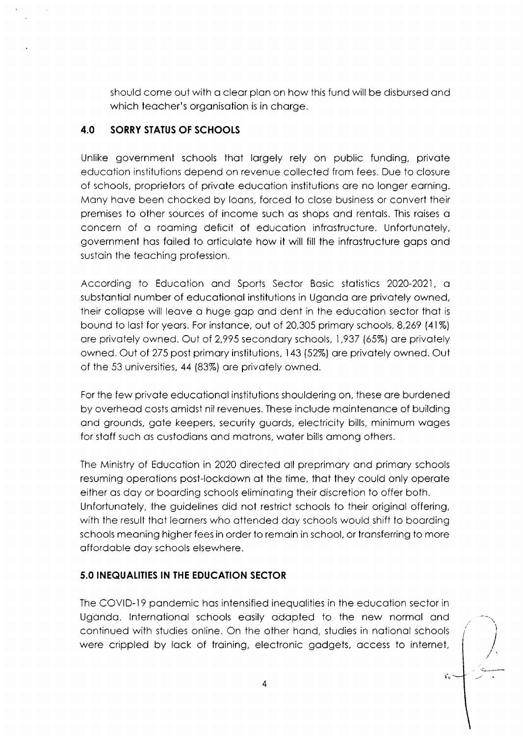should come out with a clear plan on how this fund will be disbursed and which teacher's organisation is in charge.

## 4.0 SORRY STATUS OF SCHOOLS

Unlike government schools that largely rely on public funding, private education institutions depend on revenue collected from fees. Due to closure of schools, proprietors of private education institutions are no longer earning. Many have been chocked by loans, forced to close business or convert their premises to other sources of income such as shops and rentals. This raises a concern of a roaming deficit of education infrastructure. Unfortunately, government has failed to articulate how it will fill the infrastructure gaps and sustain the teaching profession.

According to Education and Sports Sector Basic statistics 2020-2021, a substantial number of educational institutions in Uganda are privately owned, their collapse will leave a huge gap and dent in the education sector that is bound to last for years. For instance, out of 20,305 primary schools, 8,269 (41%) are privately owned. Out of 2,995 secondary schools, 1,937 (65%) are privately owned. Out of 275 post primary institutions, 143 (52%) are privately owned. Out of the 53 universities, 44 (83%) are privately owned.

For the few private educational institutions shouldering on, these are burdened by overhead costs amidst nil revenues. These include maintenance of building and grounds, gate keepers, security guards, electricity bills, minimum wages for staff such as custodians and matrons, water bills among others.

The Ministry of Education in 2020 directed all preprimary and primary schools resuming operations post-lockdown at the time, that they could only operate either as day or boarding schools eliminating their discretion to offer both.
Unfortunately, the guidelines did not restrict schools to their original offering, with the result that learners who attended day schools would shift to boarding schools meaning higher fees in order to remain in school, or transferring to more affordable day schools elsewhere.

## 5.0 INEQUALITIES IN THE EDUCATION SECTOR

The COVID-19 pandemic has intensified inequalities in the education sector in Uganda. International schools easily adapted to the new normal and continued with studies online. On the other hand, studies in national schools were crippled by lack of training, electronic gadgets, access to internet,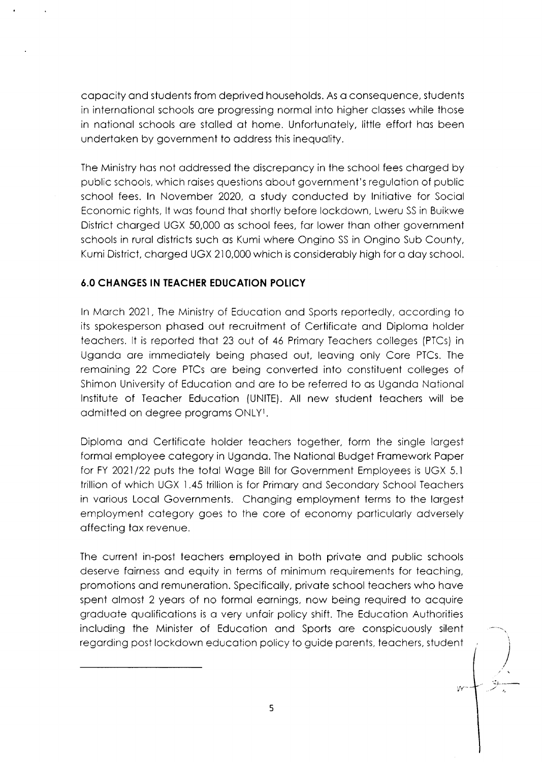capacity and students from deprived households. As a consequence, students in international schools are progressing normal into higher classes while those in national schools are stalled at home. Unfortunately, little effort has been undertaken by government to address this inequality.

The Ministry has not addressed the discrepancy in the school fees charged by public schools, which raises questions about government's regulation of public school fees. In November 2020, a study conducted by Initiative for Social Economic rights, It was found that shortly before lockdown, Lweru SS in Buikwe District charged UGX 50,000 as school fees, far lower than other government schools in rural districts such as Kumi where Ongino SS in Ongino Sub County, Kumi District, charged UGX 210,000 which is considerably high for a day school.

### 6.0 CHANGES IN TEACHER EDUCATION POLICY

In March 2021, The Ministry of Education and Sports reportedly, according to its spokesperson phased out recruitment of Certificate and Diploma holder teachers. It is reported that 23 out of 46 Primary Teachers colleges (PTCs) in Uganda are immediately being phased out, leaving only Core PTCs. The remaining 22 Core PTCs are being converted into constituent colleges of Shimon University of Education and are to be referred to as Uganda National Institute of Teacher Education (UNITE). All new student teachers will be admitted on degree programs ONLY[1].

Diploma and Certificate holder teachers together, form the single largest formal employee category in Uganda. The National Budget Framework Paper for FY 2021/22 puts the total Wage Bill for Government Employees is UGX 5.1 trillion of which UGX 1.45 trillion is for Primary and Secondary School Teachers in various Local Governments. Changing employment terms to the largest employment category goes to the core of economy particularly adversely affecting tax revenue.

The current in-post teachers employed in both private and public schools deserve fairness and equity in terms of minimum requirements for teaching, promotions and remuneration. Specifically, private school teachers who have spent almost 2 years of no formal earnings, now being required to acquire graduate qualifications is a very unfair policy shift. The Education Authorities including the Minister of Education and Sports are conspicuously silent regarding post lockdown education policy to guide parents, teachers, student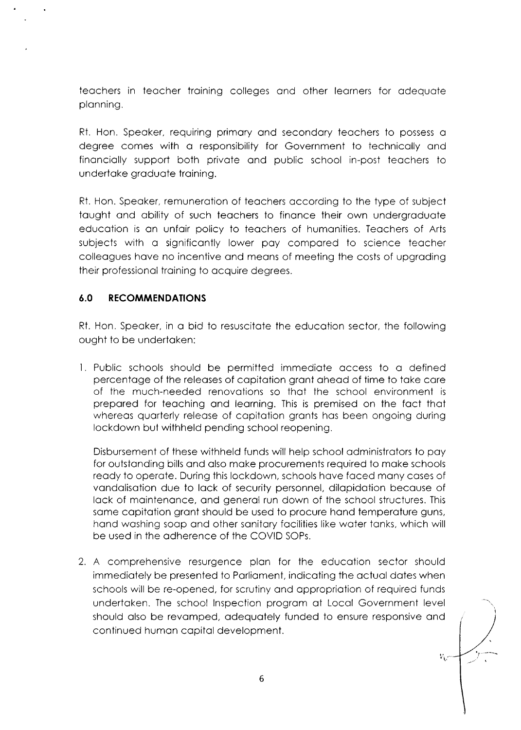teachers in teacher training colleges and other learners for adequate planning.

Rt. Hon. Speaker, requiring primary and secondary teachers to possess a degree comes with a responsibility for Government to technically and financially support both private and public school in-post teachers to undertake graduate training.

Rt. Hon. Speaker, remuneration of teachers according to the type of subject taught and ability of such teachers to finance their own undergraduate education is an unfair policy to teachers of humanities. Teachers of Arts subjects with a significantly lower pay compared to science teacher colleagues have no incentive and means of meeting the costs of upgrading their professional training to acquire degrees.

## 6.0 RECOMMENDATIONS

Rt. Hon. Speaker, in a bid to resuscitate the education sector, the following ought to be undertaken:

1. Public schools should be permitted immediate access to a defined percentage of the releases of capitation grant ahead of time to take care of the much-needed renovations so that the school environment is prepared for teaching and learning. This is premised on the fact that whereas quarterly release of capitation grants has been ongoing during lockdown but withheld pending school reopening.

   Disbursement of these withheld funds will help school administrators to pay for outstanding bills and also make procurements required to make schools ready to operate. During this lockdown, schools have faced many cases of vandalisation due to lack of security personnel, dilapidation because of lack of maintenance, and general run down of the school structures. This same capitation grant should be used to procure hand temperature guns, hand washing soap and other sanitary facilities like water tanks, which will be used in the adherence of the COVID SOPs.

2. A comprehensive resurgence plan for the education sector should immediately be presented to Parliament, indicating the actual dates when schools will be re-opened, for scrutiny and appropriation of required funds undertaken. The school Inspection program at Local Government level should also be revamped, adequately funded to ensure responsive and continued human capital development.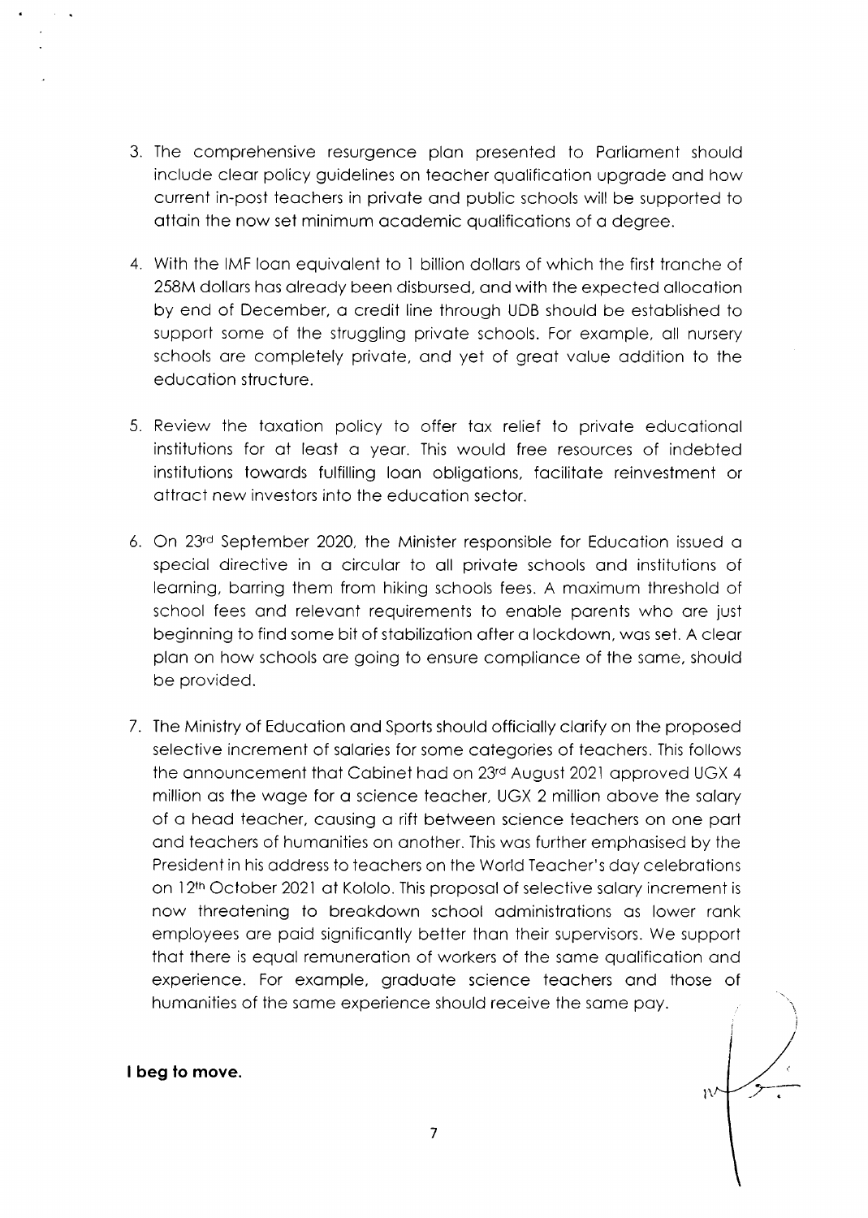3. The comprehensive resurgence plan presented to Parliament should include clear policy guidelines on teacher qualification upgrade and how current in-post teachers in private and public schools will be supported to attain the now set minimum academic qualifications of a degree.

4. With the IMF loan equivalent to 1 billion dollars of which the first tranche of 258M dollars has already been disbursed, and with the expected allocation by end of December, a credit line through UDB should be established to support some of the struggling private schools. For example, all nursery schools are completely private, and yet of great value addition to the education structure.

5. Review the taxation policy to offer tax relief to private educational institutions for at least a year. This would free resources of indebted institutions towards fulfilling loan obligations, facilitate reinvestment or attract new investors into the education sector.

6. On 23rd September 2020, the Minister responsible for Education issued a special directive in a circular to all private schools and institutions of learning, barring them from hiking schools fees. A maximum threshold of school fees and relevant requirements to enable parents who are just beginning to find some bit of stabilization after a lockdown, was set. A clear plan on how schools are going to ensure compliance of the same, should be provided.

7. The Ministry of Education and Sports should officially clarify on the proposed selective increment of salaries for some categories of teachers. This follows the announcement that Cabinet had on 23rd August 2021 approved UGX 4 million as the wage for a science teacher, UGX 2 million above the salary of a head teacher, causing a rift between science teachers on one part and teachers of humanities on another. This was further emphasised by the President in his address to teachers on the World Teacher's day celebrations on 12th October 2021 at Kololo. This proposal of selective salary increment is now threatening to breakdown school administrations as lower rank employees are paid significantly better than their supervisors. We support that there is equal remuneration of workers of the same qualification and experience. For example, graduate science teachers and those of humanities of the same experience should receive the same pay.

**I beg to move.**